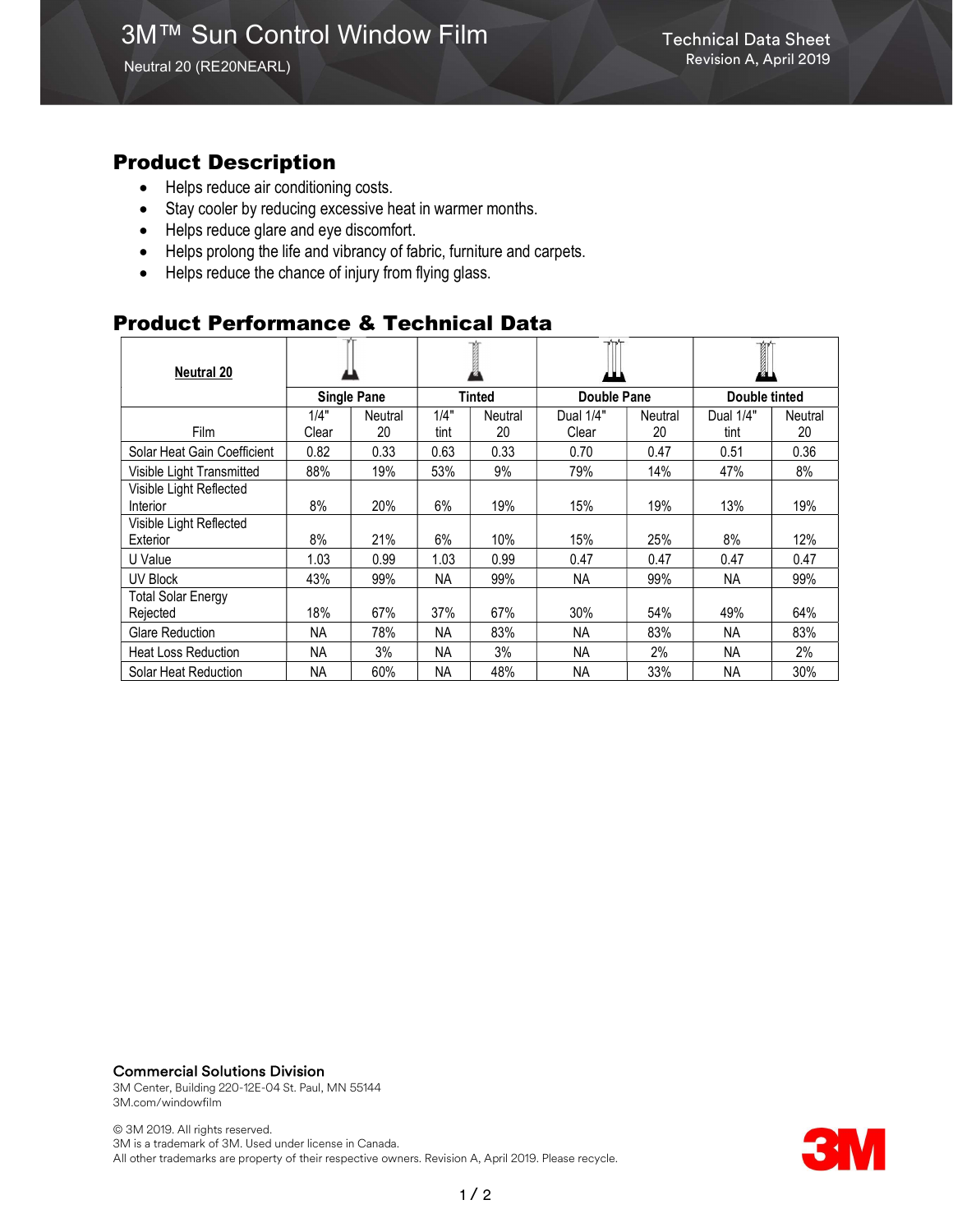# 3M™ Sun Control Window Film

Neutral 20 (RE20NEARL)

Technical Data Sheet
Revision A, April 2019

## Product Description

- Helps reduce air conditioning costs.
- Stay cooler by reducing excessive heat in warmer months.
- Helps reduce glare and eye discomfort.
- Helps prolong the life and vibrancy of fabric, furniture and carpets.
- Helps reduce the chance of injury from flying glass.

## Product Performance & Technical Data

| **Neutral 20** | **Single Pane** | | **Tinted** | | **Double Pane** | | **Double tinted** | |
|---|---|---|---|---|---|---|---|---|
| Film | 1/4" Clear | Neutral 20 | 1/4" tint | Neutral 20 | Dual 1/4" Clear | Neutral 20 | Dual 1/4" tint | Neutral 20 |
| Solar Heat Gain Coefficient | 0.82 | 0.33 | 0.63 | 0.33 | 0.70 | 0.47 | 0.51 | 0.36 |
| Visible Light Transmitted | 88% | 19% | 53% | 9% | 79% | 14% | 47% | 8% |
| Visible Light Reflected Interior | 8% | 20% | 6% | 19% | 15% | 19% | 13% | 19% |
| Visible Light Reflected Exterior | 8% | 21% | 6% | 10% | 15% | 25% | 8% | 12% |
| U Value | 1.03 | 0.99 | 1.03 | 0.99 | 0.47 | 0.47 | 0.47 | 0.47 |
| UV Block | 43% | 99% | NA | 99% | NA | 99% | NA | 99% |
| Total Solar Energy Rejected | 18% | 67% | 37% | 67% | 30% | 54% | 49% | 64% |
| Glare Reduction | NA | 78% | NA | 83% | NA | 83% | NA | 83% |
| Heat Loss Reduction | NA | 3% | NA | 3% | NA | 2% | NA | 2% |
| Solar Heat Reduction | NA | 60% | NA | 48% | NA | 33% | NA | 30% |

**Commercial Solutions Division**
3M Center, Building 220-12E-04 St. Paul, MN 55144
3M.com/windowfilm

© 3M 2019. All rights reserved.
3M is a trademark of 3M. Used under license in Canada.
All other trademarks are property of their respective owners. Revision A, April 2019. Please recycle.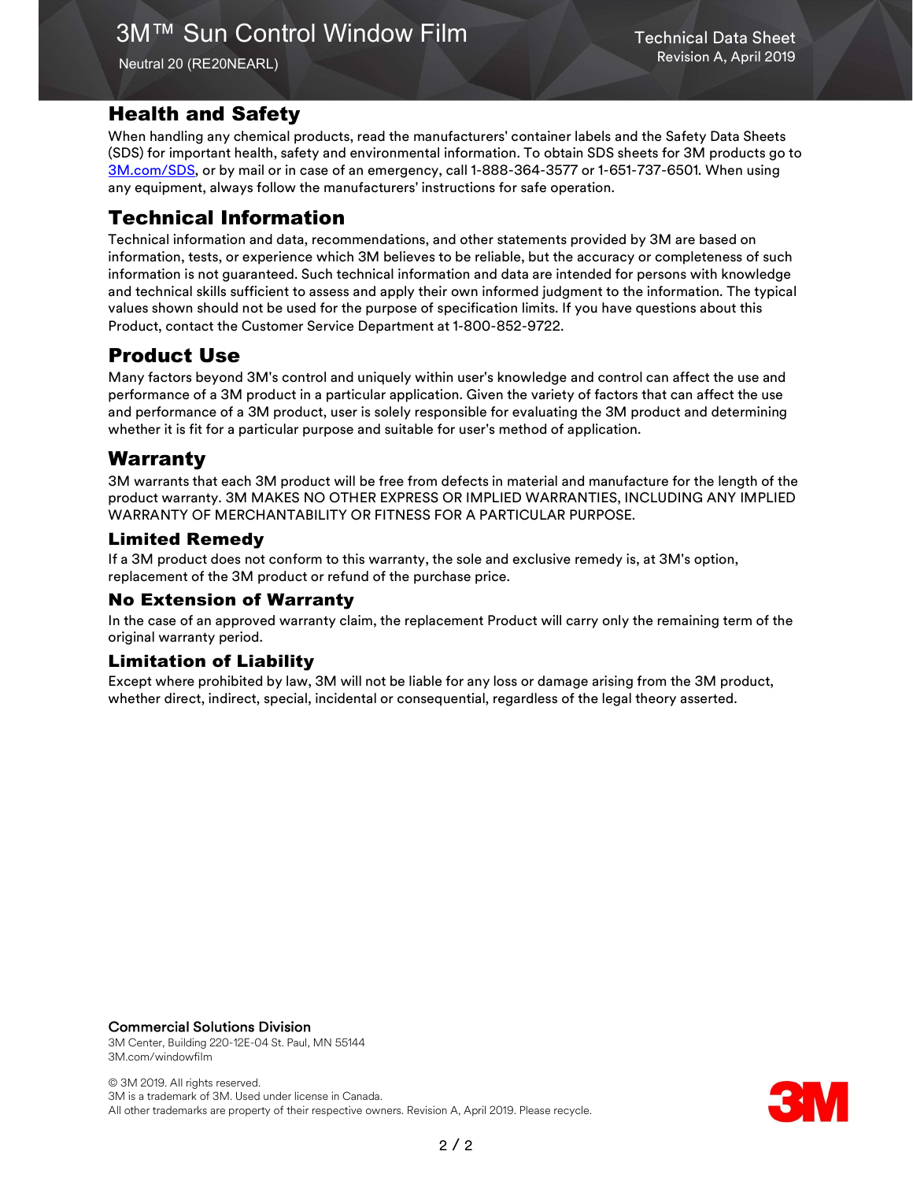## Health and Safety

When handling any chemical products, read the manufacturers' container labels and the Safety Data Sheets (SDS) for important health, safety and environmental information. To obtain SDS sheets for 3M products go to 3M.com/SDS, or by mail or in case of an emergency, call 1-888-364-3577 or 1-651-737-6501. When using any equipment, always follow the manufacturers' instructions for safe operation.

## Technical Information

Technical information and data, recommendations, and other statements provided by 3M are based on information, tests, or experience which 3M believes to be reliable, but the accuracy or completeness of such information is not guaranteed. Such technical information and data are intended for persons with knowledge and technical skills sufficient to assess and apply their own informed judgment to the information. The typical values shown should not be used for the purpose of specification limits. If you have questions about this Product, contact the Customer Service Department at 1-800-852-9722.

## Product Use

Many factors beyond 3M's control and uniquely within user's knowledge and control can affect the use and performance of a 3M product in a particular application. Given the variety of factors that can affect the use and performance of a 3M product, user is solely responsible for evaluating the 3M product and determining whether it is fit for a particular purpose and suitable for user's method of application.

## Warranty

3M warrants that each 3M product will be free from defects in material and manufacture for the length of the product warranty. 3M MAKES NO OTHER EXPRESS OR IMPLIED WARRANTIES, INCLUDING ANY IMPLIED WARRANTY OF MERCHANTABILITY OR FITNESS FOR A PARTICULAR PURPOSE.

### Limited Remedy

If a 3M product does not conform to this warranty, the sole and exclusive remedy is, at 3M's option, replacement of the 3M product or refund of the purchase price.

### No Extension of Warranty

In the case of an approved warranty claim, the replacement Product will carry only the remaining term of the original warranty period.

### Limitation of Liability

Except where prohibited by law, 3M will not be liable for any loss or damage arising from the 3M product, whether direct, indirect, special, incidental or consequential, regardless of the legal theory asserted.

**Commercial Solutions Division**
3M Center, Building 220-12E-04 St. Paul, MN 55144
3M.com/windowfilm

© 3M 2019. All rights reserved.
3M is a trademark of 3M. Used under license in Canada.
All other trademarks are property of their respective owners. Revision A, April 2019. Please recycle.